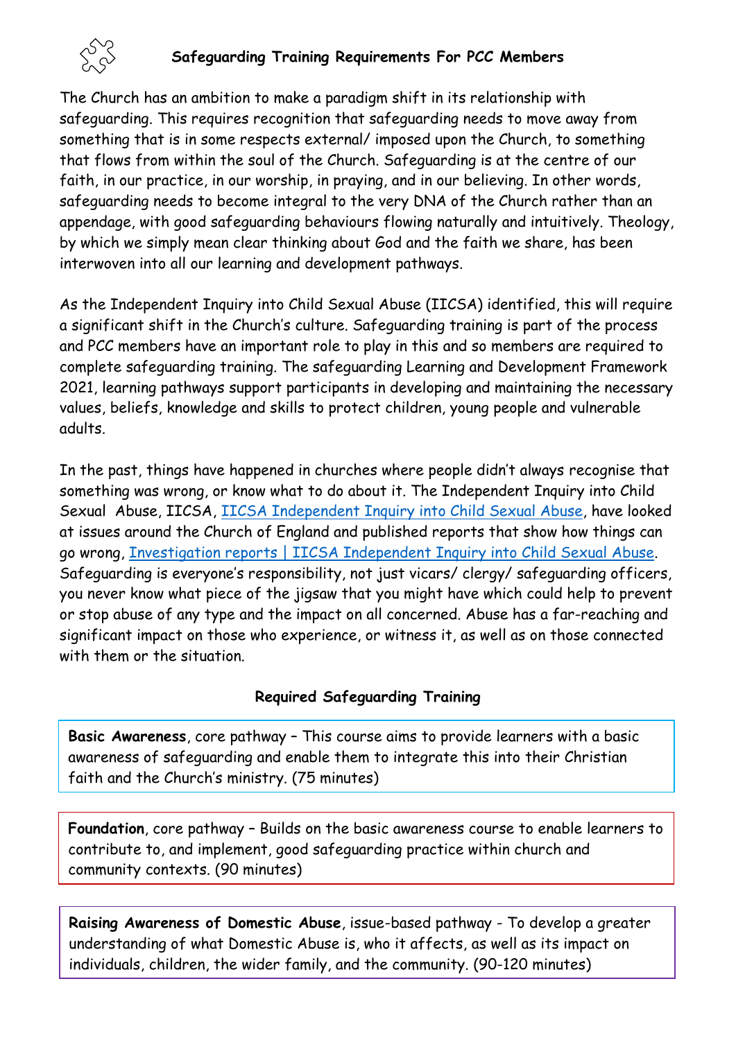# Safeguarding Training Requirements For PCC Members

The Church has an ambition to make a paradigm shift in its relationship with safeguarding. This requires recognition that safeguarding needs to move away from something that is in some respects external/ imposed upon the Church, to something that flows from within the soul of the Church. Safeguarding is at the centre of our faith, in our practice, in our worship, in praying, and in our believing. In other words, safeguarding needs to become integral to the very DNA of the Church rather than an appendage, with good safeguarding behaviours flowing naturally and intuitively. Theology, by which we simply mean clear thinking about God and the faith we share, has been interwoven into all our learning and development pathways.

As the Independent Inquiry into Child Sexual Abuse (IICSA) identified, this will require a significant shift in the Church's culture. Safeguarding training is part of the process and PCC members have an important role to play in this and so members are required to complete safeguarding training. The safeguarding Learning and Development Framework 2021, learning pathways support participants in developing and maintaining the necessary values, beliefs, knowledge and skills to protect children, young people and vulnerable adults.

In the past, things have happened in churches where people didn't always recognise that something was wrong, or know what to do about it. The Independent Inquiry into Child Sexual Abuse, IICSA, IICSA Independent Inquiry into Child Sexual Abuse, have looked at issues around the Church of England and published reports that show how things can go wrong, Investigation reports | IICSA Independent Inquiry into Child Sexual Abuse. Safeguarding is everyone's responsibility, not just vicars/ clergy/ safeguarding officers, you never know what piece of the jigsaw that you might have which could help to prevent or stop abuse of any type and the impact on all concerned. Abuse has a far-reaching and significant impact on those who experience, or witness it, as well as on those connected with them or the situation.

## Required Safeguarding Training

**Basic Awareness**, core pathway – This course aims to provide learners with a basic awareness of safeguarding and enable them to integrate this into their Christian faith and the Church's ministry. (75 minutes)

**Foundation**, core pathway – Builds on the basic awareness course to enable learners to contribute to, and implement, good safeguarding practice within church and community contexts. (90 minutes)

**Raising Awareness of Domestic Abuse**, issue-based pathway - To develop a greater understanding of what Domestic Abuse is, who it affects, as well as its impact on individuals, children, the wider family, and the community. (90-120 minutes)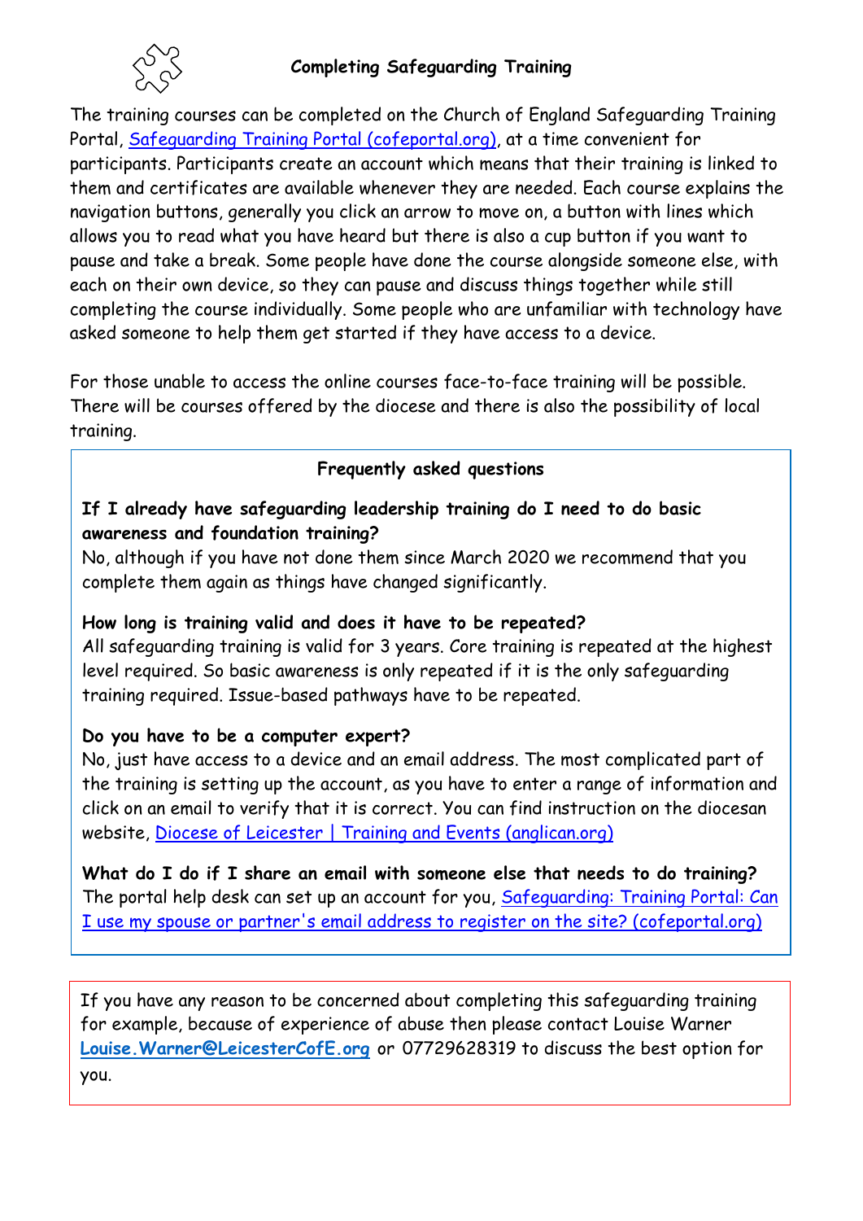## Completing Safeguarding Training

The training courses can be completed on the Church of England Safeguarding Training Portal, [Safeguarding Training Portal (cofeportal.org)](), at a time convenient for participants. Participants create an account which means that their training is linked to them and certificates are available whenever they are needed. Each course explains the navigation buttons, generally you click an arrow to move on, a button with lines which allows you to read what you have heard but there is also a cup button if you want to pause and take a break. Some people have done the course alongside someone else, with each on their own device, so they can pause and discuss things together while still completing the course individually. Some people who are unfamiliar with technology have asked someone to help them get started if they have access to a device.

For those unable to access the online courses face-to-face training will be possible. There will be courses offered by the diocese and there is also the possibility of local training.

### Frequently asked questions

**If I already have safeguarding leadership training do I need to do basic awareness and foundation training?**
No, although if you have not done them since March 2020 we recommend that you complete them again as things have changed significantly.

**How long is training valid and does it have to be repeated?**
All safeguarding training is valid for 3 years. Core training is repeated at the highest level required. So basic awareness is only repeated if it is the only safeguarding training required. Issue-based pathways have to be repeated.

**Do you have to be a computer expert?**
No, just have access to a device and an email address. The most complicated part of the training is setting up the account, as you have to enter a range of information and click on an email to verify that it is correct. You can find instruction on the diocesan website, Diocese of Leicester | Training and Events (anglican.org)

**What do I do if I share an email with someone else that needs to do training?**
The portal help desk can set up an account for you, Safeguarding: Training Portal: Can I use my spouse or partner's email address to register on the site? (cofeportal.org)

If you have any reason to be concerned about completing this safeguarding training for example, because of experience of abuse then please contact Louise Warner **Louise.Warner@LeicesterCofE.org** or 07729628319 to discuss the best option for you.